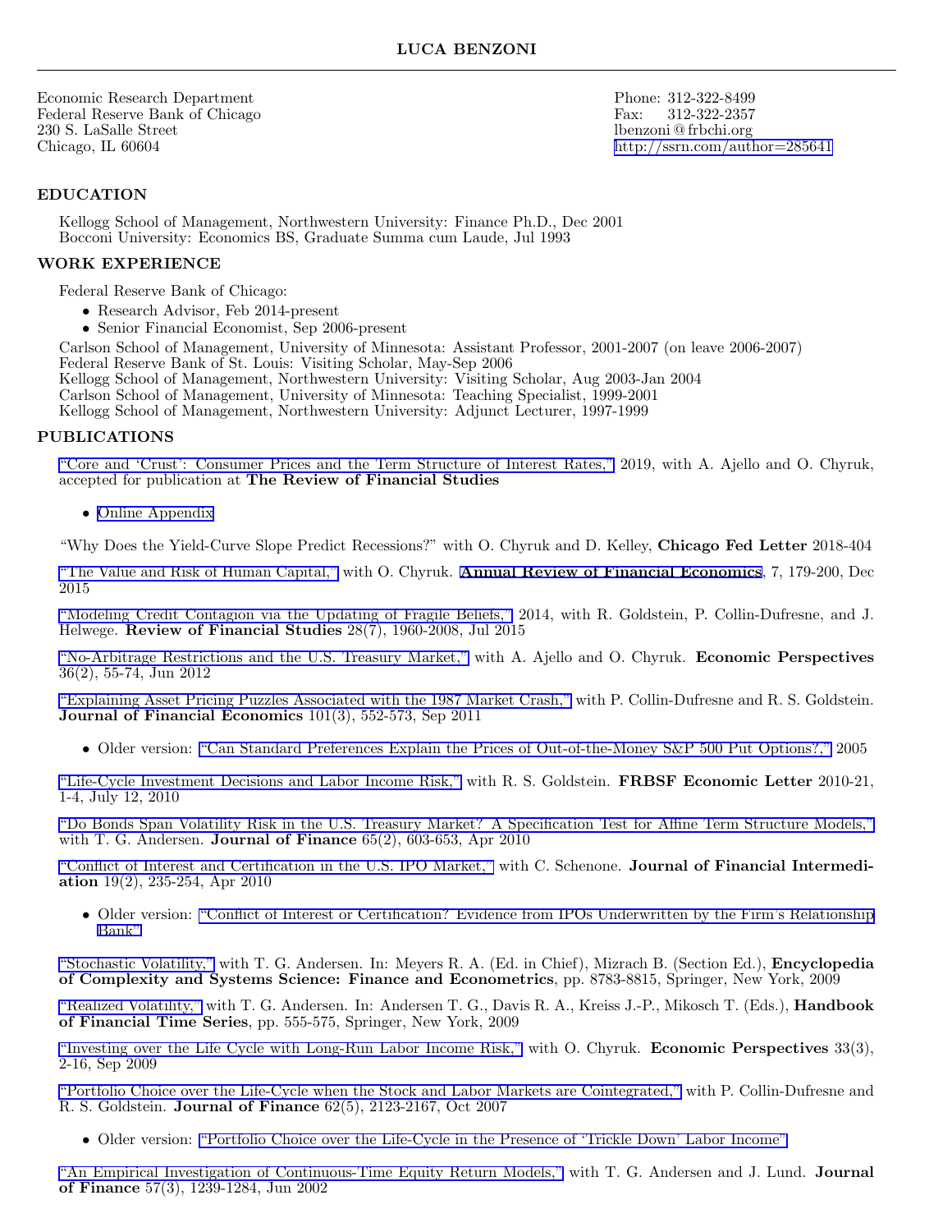# LUCA BENZONI

Economic Research Department
Federal Reserve Bank of Chicago
230 S. LaSalle Street
Chicago, IL 60604

Phone: 312-322-8499
Fax: 312-322-2357
lbenzoni@frbchi.org
http://ssrn.com/author=285641

## EDUCATION

Kellogg School of Management, Northwestern University: Finance Ph.D., Dec 2001
Bocconi University: Economics BS, Graduate Summa cum Laude, Jul 1993

## WORK EXPERIENCE

Federal Reserve Bank of Chicago:

- Research Advisor, Feb 2014-present
- Senior Financial Economist, Sep 2006-present

Carlson School of Management, University of Minnesota: Assistant Professor, 2001-2007 (on leave 2006-2007)
Federal Reserve Bank of St. Louis: Visiting Scholar, May-Sep 2006
Kellogg School of Management, Northwestern University: Visiting Scholar, Aug 2003-Jan 2004
Carlson School of Management, University of Minnesota: Teaching Specialist, 1999-2001
Kellogg School of Management, Northwestern University: Adjunct Lecturer, 1997-1999

## PUBLICATIONS

"Core and 'Crust': Consumer Prices and the Term Structure of Interest Rates," 2019, with A. Ajello and O. Chyruk, accepted for publication at **The Review of Financial Studies**

- Online Appendix

"Why Does the Yield-Curve Slope Predict Recessions?" with O. Chyruk and D. Kelley, **Chicago Fed Letter** 2018-404

"The Value and Risk of Human Capital," with O. Chyruk. **Annual Review of Financial Economics**, 7, 179-200, Dec 2015

"Modeling Credit Contagion via the Updating of Fragile Beliefs," 2014, with R. Goldstein, P. Collin-Dufresne, and J. Helwege. **Review of Financial Studies** 28(7), 1960-2008, Jul 2015

"No-Arbitrage Restrictions and the U.S. Treasury Market," with A. Ajello and O. Chyruk. **Economic Perspectives** 36(2), 55-74, Jun 2012

"Explaining Asset Pricing Puzzles Associated with the 1987 Market Crash," with P. Collin-Dufresne and R. S. Goldstein. **Journal of Financial Economics** 101(3), 552-573, Sep 2011

- Older version: "Can Standard Preferences Explain the Prices of Out-of-the-Money S&P 500 Put Options?," 2005

"Life-Cycle Investment Decisions and Labor Income Risk," with R. S. Goldstein. **FRBSF Economic Letter** 2010-21, 1-4, July 12, 2010

"Do Bonds Span Volatility Risk in the U.S. Treasury Market? A Specification Test for Affine Term Structure Models," with T. G. Andersen. **Journal of Finance** 65(2), 603-653, Apr 2010

"Conflict of Interest and Certification in the U.S. IPO Market," with C. Schenone. **Journal of Financial Intermediation** 19(2), 235-254, Apr 2010

- Older version: "Conflict of Interest or Certification? Evidence from IPOs Underwritten by the Firm's Relationship Bank"

"Stochastic Volatility," with T. G. Andersen. In: Meyers R. A. (Ed. in Chief), Mizrach B. (Section Ed.), **Encyclopedia of Complexity and Systems Science: Finance and Econometrics**, pp. 8783-8815, Springer, New York, 2009

"Realized Volatility," with T. G. Andersen. In: Andersen T. G., Davis R. A., Kreiss J.-P., Mikosch T. (Eds.), **Handbook of Financial Time Series**, pp. 555-575, Springer, New York, 2009

"Investing over the Life Cycle with Long-Run Labor Income Risk," with O. Chyruk. **Economic Perspectives** 33(3), 2-16, Sep 2009

"Portfolio Choice over the Life-Cycle when the Stock and Labor Markets are Cointegrated," with P. Collin-Dufresne and R. S. Goldstein. **Journal of Finance** 62(5), 2123-2167, Oct 2007

- Older version: "Portfolio Choice over the Life-Cycle in the Presence of 'Trickle Down' Labor Income"

"An Empirical Investigation of Continuous-Time Equity Return Models," with T. G. Andersen and J. Lund. **Journal of Finance** 57(3), 1239-1284, Jun 2002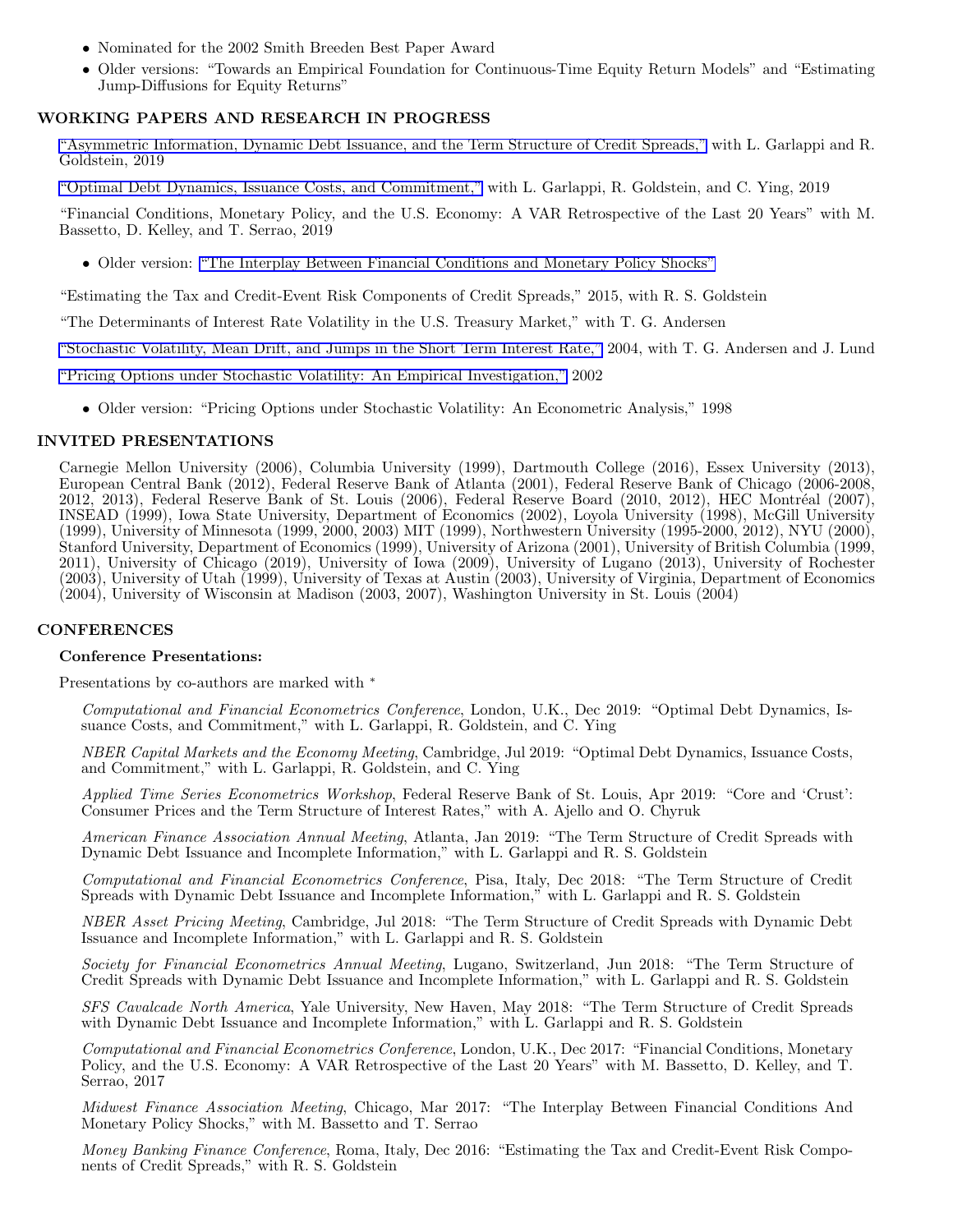- Nominated for the 2002 Smith Breeden Best Paper Award
- Older versions: "Towards an Empirical Foundation for Continuous-Time Equity Return Models" and "Estimating Jump-Diffusions for Equity Returns"

## WORKING PAPERS AND RESEARCH IN PROGRESS

"Asymmetric Information, Dynamic Debt Issuance, and the Term Structure of Credit Spreads," with L. Garlappi and R. Goldstein, 2019

"Optimal Debt Dynamics, Issuance Costs, and Commitment," with L. Garlappi, R. Goldstein, and C. Ying, 2019

"Financial Conditions, Monetary Policy, and the U.S. Economy: A VAR Retrospective of the Last 20 Years" with M. Bassetto, D. Kelley, and T. Serrao, 2019

- Older version: "The Interplay Between Financial Conditions and Monetary Policy Shocks"

"Estimating the Tax and Credit-Event Risk Components of Credit Spreads," 2015, with R. S. Goldstein

"The Determinants of Interest Rate Volatility in the U.S. Treasury Market," with T. G. Andersen

"Stochastic Volatility, Mean Drift, and Jumps in the Short Term Interest Rate," 2004, with T. G. Andersen and J. Lund

"Pricing Options under Stochastic Volatility: An Empirical Investigation," 2002

- Older version: "Pricing Options under Stochastic Volatility: An Econometric Analysis," 1998

## INVITED PRESENTATIONS

Carnegie Mellon University (2006), Columbia University (1999), Dartmouth College (2016), Essex University (2013), European Central Bank (2012), Federal Reserve Bank of Atlanta (2001), Federal Reserve Bank of Chicago (2006-2008, 2012, 2013), Federal Reserve Bank of St. Louis (2006), Federal Reserve Board (2010, 2012), HEC Montréal (2007), INSEAD (1999), Iowa State University, Department of Economics (2002), Loyola University (1998), McGill University (1999), University of Minnesota (1999, 2000, 2003) MIT (1999), Northwestern University (1995-2000, 2012), NYU (2000), Stanford University, Department of Economics (1999), University of Arizona (2001), University of British Columbia (1999, 2011), University of Chicago (2019), University of Iowa (2009), University of Lugano (2013), University of Rochester (2003), University of Utah (1999), University of Texas at Austin (2003), University of Virginia, Department of Economics (2004), University of Wisconsin at Madison (2003, 2007), Washington University in St. Louis (2004)

## CONFERENCES

### Conference Presentations:

Presentations by co-authors are marked with *

*Computational and Financial Econometrics Conference*, London, U.K., Dec 2019: "Optimal Debt Dynamics, Issuance Costs, and Commitment," with L. Garlappi, R. Goldstein, and C. Ying

*NBER Capital Markets and the Economy Meeting*, Cambridge, Jul 2019: "Optimal Debt Dynamics, Issuance Costs, and Commitment," with L. Garlappi, R. Goldstein, and C. Ying

*Applied Time Series Econometrics Workshop*, Federal Reserve Bank of St. Louis, Apr 2019: "Core and 'Crust': Consumer Prices and the Term Structure of Interest Rates," with A. Ajello and O. Chyruk

*American Finance Association Annual Meeting*, Atlanta, Jan 2019: "The Term Structure of Credit Spreads with Dynamic Debt Issuance and Incomplete Information," with L. Garlappi and R. S. Goldstein

*Computational and Financial Econometrics Conference*, Pisa, Italy, Dec 2018: "The Term Structure of Credit Spreads with Dynamic Debt Issuance and Incomplete Information," with L. Garlappi and R. S. Goldstein

*NBER Asset Pricing Meeting*, Cambridge, Jul 2018: "The Term Structure of Credit Spreads with Dynamic Debt Issuance and Incomplete Information," with L. Garlappi and R. S. Goldstein

*Society for Financial Econometrics Annual Meeting*, Lugano, Switzerland, Jun 2018: "The Term Structure of Credit Spreads with Dynamic Debt Issuance and Incomplete Information," with L. Garlappi and R. S. Goldstein

*SFS Cavalcade North America*, Yale University, New Haven, May 2018: "The Term Structure of Credit Spreads with Dynamic Debt Issuance and Incomplete Information," with L. Garlappi and R. S. Goldstein

*Computational and Financial Econometrics Conference*, London, U.K., Dec 2017: "Financial Conditions, Monetary Policy, and the U.S. Economy: A VAR Retrospective of the Last 20 Years" with M. Bassetto, D. Kelley, and T. Serrao, 2017

*Midwest Finance Association Meeting*, Chicago, Mar 2017: "The Interplay Between Financial Conditions And Monetary Policy Shocks," with M. Bassetto and T. Serrao

*Money Banking Finance Conference*, Roma, Italy, Dec 2016: "Estimating the Tax and Credit-Event Risk Components of Credit Spreads," with R. S. Goldstein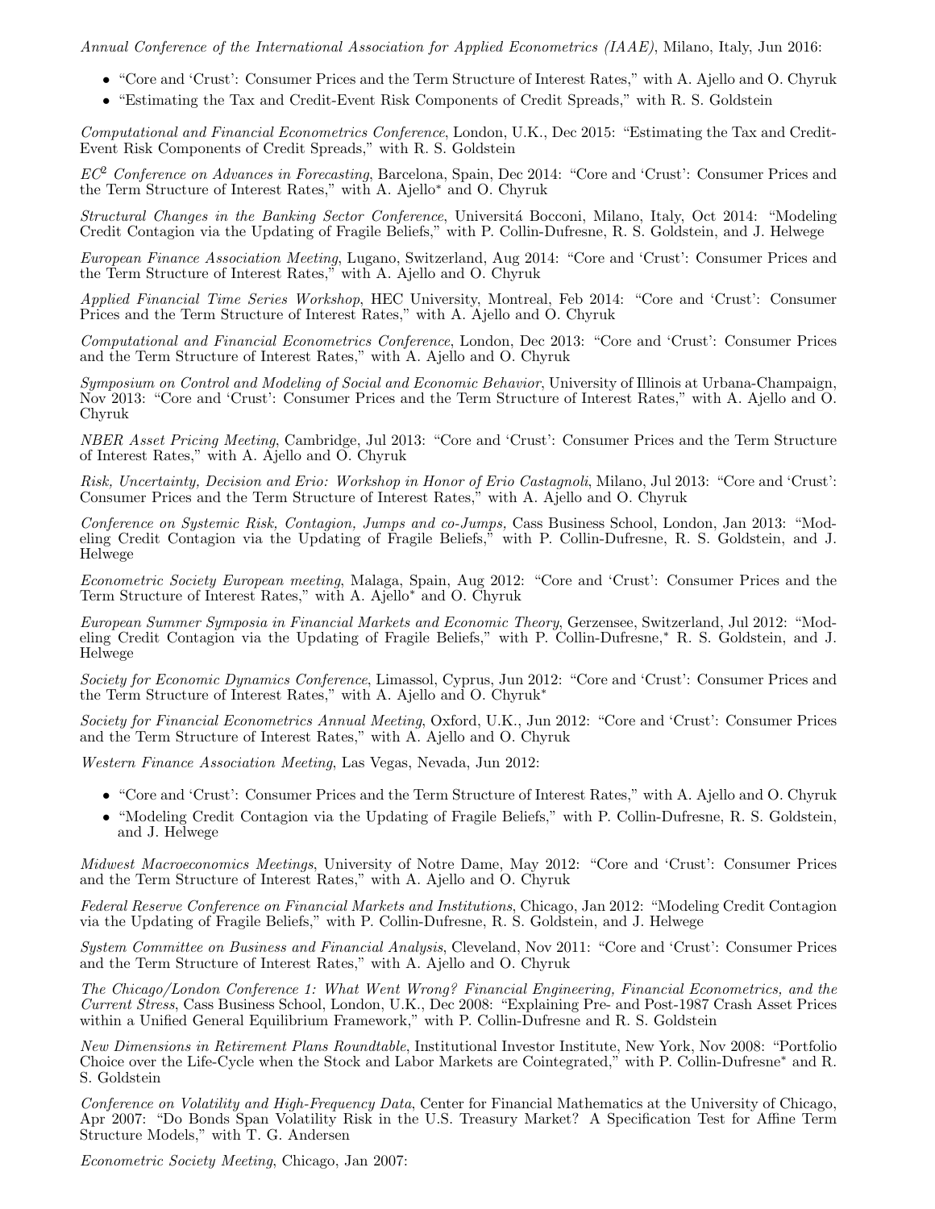*Annual Conference of the International Association for Applied Econometrics (IAAE)*, Milano, Italy, Jun 2016:

- "Core and 'Crust': Consumer Prices and the Term Structure of Interest Rates," with A. Ajello and O. Chyruk
- "Estimating the Tax and Credit-Event Risk Components of Credit Spreads," with R. S. Goldstein

*Computational and Financial Econometrics Conference*, London, U.K., Dec 2015: "Estimating the Tax and Credit-Event Risk Components of Credit Spreads," with R. S. Goldstein

*$EC^2$ Conference on Advances in Forecasting*, Barcelona, Spain, Dec 2014: "Core and 'Crust': Consumer Prices and the Term Structure of Interest Rates," with A. Ajello* and O. Chyruk

*Structural Changes in the Banking Sector Conference*, Universitá Bocconi, Milano, Italy, Oct 2014: "Modeling Credit Contagion via the Updating of Fragile Beliefs," with P. Collin-Dufresne, R. S. Goldstein, and J. Helwege

*European Finance Association Meeting*, Lugano, Switzerland, Aug 2014: "Core and 'Crust': Consumer Prices and the Term Structure of Interest Rates," with A. Ajello and O. Chyruk

*Applied Financial Time Series Workshop*, HEC University, Montreal, Feb 2014: "Core and 'Crust': Consumer Prices and the Term Structure of Interest Rates," with A. Ajello and O. Chyruk

*Computational and Financial Econometrics Conference*, London, Dec 2013: "Core and 'Crust': Consumer Prices and the Term Structure of Interest Rates," with A. Ajello and O. Chyruk

*Symposium on Control and Modeling of Social and Economic Behavior*, University of Illinois at Urbana-Champaign, Nov 2013: "Core and 'Crust': Consumer Prices and the Term Structure of Interest Rates," with A. Ajello and O. Chyruk

*NBER Asset Pricing Meeting*, Cambridge, Jul 2013: "Core and 'Crust': Consumer Prices and the Term Structure of Interest Rates," with A. Ajello and O. Chyruk

*Risk, Uncertainty, Decision and Erio: Workshop in Honor of Erio Castagnoli*, Milano, Jul 2013: "Core and 'Crust': Consumer Prices and the Term Structure of Interest Rates," with A. Ajello and O. Chyruk

*Conference on Systemic Risk, Contagion, Jumps and co-Jumps,* Cass Business School, London, Jan 2013: "Modeling Credit Contagion via the Updating of Fragile Beliefs," with P. Collin-Dufresne, R. S. Goldstein, and J. Helwege

*Econometric Society European meeting*, Malaga, Spain, Aug 2012: "Core and 'Crust': Consumer Prices and the Term Structure of Interest Rates," with A. Ajello* and O. Chyruk

*European Summer Symposia in Financial Markets and Economic Theory*, Gerzensee, Switzerland, Jul 2012: "Modeling Credit Contagion via the Updating of Fragile Beliefs," with P. Collin-Dufresne,* R. S. Goldstein, and J. Helwege

*Society for Economic Dynamics Conference*, Limassol, Cyprus, Jun 2012: "Core and 'Crust': Consumer Prices and the Term Structure of Interest Rates," with A. Ajello and O. Chyruk*

*Society for Financial Econometrics Annual Meeting*, Oxford, U.K., Jun 2012: "Core and 'Crust': Consumer Prices and the Term Structure of Interest Rates," with A. Ajello and O. Chyruk

*Western Finance Association Meeting*, Las Vegas, Nevada, Jun 2012:

- "Core and 'Crust': Consumer Prices and the Term Structure of Interest Rates," with A. Ajello and O. Chyruk
- "Modeling Credit Contagion via the Updating of Fragile Beliefs," with P. Collin-Dufresne, R. S. Goldstein, and J. Helwege

*Midwest Macroeconomics Meetings*, University of Notre Dame, May 2012: "Core and 'Crust': Consumer Prices and the Term Structure of Interest Rates," with A. Ajello and O. Chyruk

*Federal Reserve Conference on Financial Markets and Institutions*, Chicago, Jan 2012: "Modeling Credit Contagion via the Updating of Fragile Beliefs," with P. Collin-Dufresne, R. S. Goldstein, and J. Helwege

*System Committee on Business and Financial Analysis*, Cleveland, Nov 2011: "Core and 'Crust': Consumer Prices and the Term Structure of Interest Rates," with A. Ajello and O. Chyruk

*The Chicago/London Conference 1: What Went Wrong? Financial Engineering, Financial Econometrics, and the Current Stress*, Cass Business School, London, U.K., Dec 2008: "Explaining Pre- and Post-1987 Crash Asset Prices within a Unified General Equilibrium Framework," with P. Collin-Dufresne and R. S. Goldstein

*New Dimensions in Retirement Plans Roundtable*, Institutional Investor Institute, New York, Nov 2008: "Portfolio Choice over the Life-Cycle when the Stock and Labor Markets are Cointegrated," with P. Collin-Dufresne* and R. S. Goldstein

*Conference on Volatility and High-Frequency Data*, Center for Financial Mathematics at the University of Chicago, Apr 2007: "Do Bonds Span Volatility Risk in the U.S. Treasury Market? A Specification Test for Affine Term Structure Models," with T. G. Andersen

*Econometric Society Meeting*, Chicago, Jan 2007: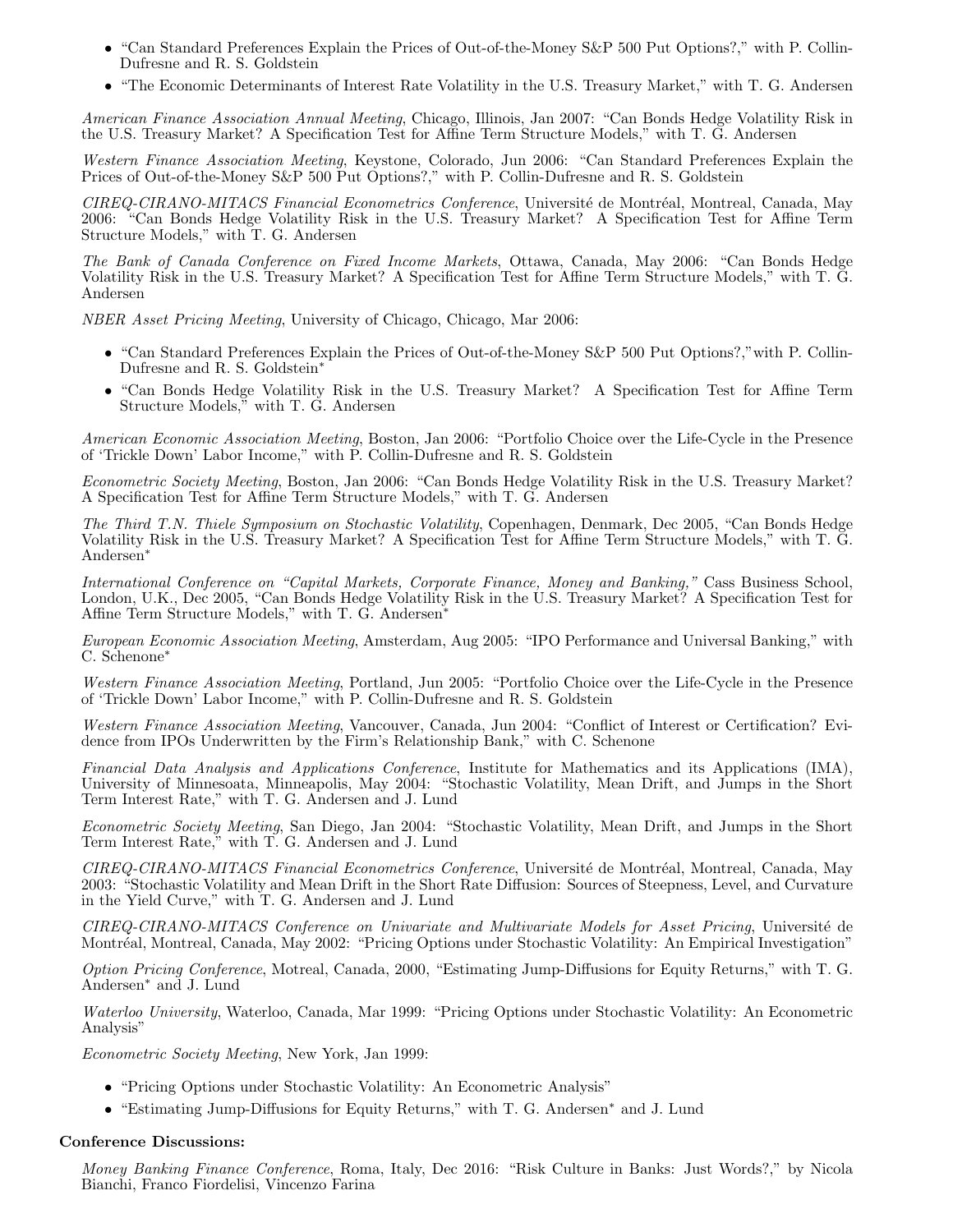- "Can Standard Preferences Explain the Prices of Out-of-the-Money S&P 500 Put Options?," with P. Collin-Dufresne and R. S. Goldstein
- "The Economic Determinants of Interest Rate Volatility in the U.S. Treasury Market," with T. G. Andersen

*American Finance Association Annual Meeting*, Chicago, Illinois, Jan 2007: "Can Bonds Hedge Volatility Risk in the U.S. Treasury Market? A Specification Test for Affine Term Structure Models," with T. G. Andersen

*Western Finance Association Meeting*, Keystone, Colorado, Jun 2006: "Can Standard Preferences Explain the Prices of Out-of-the-Money S&P 500 Put Options?," with P. Collin-Dufresne and R. S. Goldstein

*CIREQ-CIRANO-MITACS Financial Econometrics Conference*, Université de Montréal, Montreal, Canada, May 2006: "Can Bonds Hedge Volatility Risk in the U.S. Treasury Market? A Specification Test for Affine Term Structure Models," with T. G. Andersen

*The Bank of Canada Conference on Fixed Income Markets*, Ottawa, Canada, May 2006: "Can Bonds Hedge Volatility Risk in the U.S. Treasury Market? A Specification Test for Affine Term Structure Models," with T. G. Andersen

*NBER Asset Pricing Meeting*, University of Chicago, Chicago, Mar 2006:

- "Can Standard Preferences Explain the Prices of Out-of-the-Money S&P 500 Put Options?," with P. Collin-Dufresne and R. S. Goldstein*
- "Can Bonds Hedge Volatility Risk in the U.S. Treasury Market? A Specification Test for Affine Term Structure Models," with T. G. Andersen

*American Economic Association Meeting*, Boston, Jan 2006: "Portfolio Choice over the Life-Cycle in the Presence of 'Trickle Down' Labor Income," with P. Collin-Dufresne and R. S. Goldstein

*Econometric Society Meeting*, Boston, Jan 2006: "Can Bonds Hedge Volatility Risk in the U.S. Treasury Market? A Specification Test for Affine Term Structure Models," with T. G. Andersen

*The Third T.N. Thiele Symposium on Stochastic Volatility*, Copenhagen, Denmark, Dec 2005, "Can Bonds Hedge Volatility Risk in the U.S. Treasury Market? A Specification Test for Affine Term Structure Models," with T. G. Andersen*

*International Conference on "Capital Markets, Corporate Finance, Money and Banking,"* Cass Business School, London, U.K., Dec 2005, "Can Bonds Hedge Volatility Risk in the U.S. Treasury Market? A Specification Test for Affine Term Structure Models," with T. G. Andersen*

*European Economic Association Meeting*, Amsterdam, Aug 2005: "IPO Performance and Universal Banking," with C. Schenone*

*Western Finance Association Meeting*, Portland, Jun 2005: "Portfolio Choice over the Life-Cycle in the Presence of 'Trickle Down' Labor Income," with P. Collin-Dufresne and R. S. Goldstein

*Western Finance Association Meeting*, Vancouver, Canada, Jun 2004: "Conflict of Interest or Certification? Evidence from IPOs Underwritten by the Firm's Relationship Bank," with C. Schenone

*Financial Data Analysis and Applications Conference*, Institute for Mathematics and its Applications (IMA), University of Minnesoata, Minneapolis, May 2004: "Stochastic Volatility, Mean Drift, and Jumps in the Short Term Interest Rate," with T. G. Andersen and J. Lund

*Econometric Society Meeting*, San Diego, Jan 2004: "Stochastic Volatility, Mean Drift, and Jumps in the Short Term Interest Rate," with T. G. Andersen and J. Lund

*CIREQ-CIRANO-MITACS Financial Econometrics Conference*, Université de Montréal, Montreal, Canada, May 2003: "Stochastic Volatility and Mean Drift in the Short Rate Diffusion: Sources of Steepness, Level, and Curvature in the Yield Curve," with T. G. Andersen and J. Lund

*CIREQ-CIRANO-MITACS Conference on Univariate and Multivariate Models for Asset Pricing*, Université de Montréal, Montreal, Canada, May 2002: "Pricing Options under Stochastic Volatility: An Empirical Investigation"

*Option Pricing Conference*, Motreal, Canada, 2000, "Estimating Jump-Diffusions for Equity Returns," with T. G. Andersen* and J. Lund

*Waterloo University*, Waterloo, Canada, Mar 1999: "Pricing Options under Stochastic Volatility: An Econometric Analysis"

*Econometric Society Meeting*, New York, Jan 1999:

- "Pricing Options under Stochastic Volatility: An Econometric Analysis"
- "Estimating Jump-Diffusions for Equity Returns," with T. G. Andersen* and J. Lund

**Conference Discussions:**

*Money Banking Finance Conference*, Roma, Italy, Dec 2016: "Risk Culture in Banks: Just Words?," by Nicola Bianchi, Franco Fiordelisi, Vincenzo Farina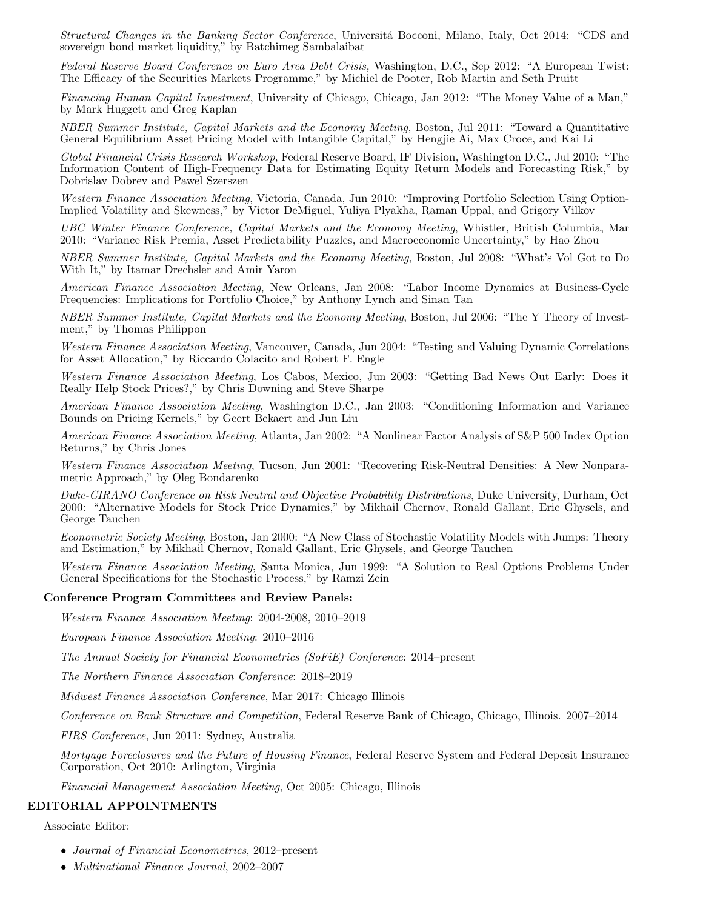*Structural Changes in the Banking Sector Conference*, Universitá Bocconi, Milano, Italy, Oct 2014: "CDS and sovereign bond market liquidity," by Batchimeg Sambalaibat

*Federal Reserve Board Conference on Euro Area Debt Crisis,* Washington, D.C., Sep 2012: "A European Twist: The Efficacy of the Securities Markets Programme," by Michiel de Pooter, Rob Martin and Seth Pruitt

*Financing Human Capital Investment*, University of Chicago, Chicago, Jan 2012: "The Money Value of a Man," by Mark Huggett and Greg Kaplan

*NBER Summer Institute, Capital Markets and the Economy Meeting*, Boston, Jul 2011: "Toward a Quantitative General Equilibrium Asset Pricing Model with Intangible Capital," by Hengjie Ai, Max Croce, and Kai Li

*Global Financial Crisis Research Workshop*, Federal Reserve Board, IF Division, Washington D.C., Jul 2010: "The Information Content of High-Frequency Data for Estimating Equity Return Models and Forecasting Risk," by Dobrislav Dobrev and Pawel Szerszen

*Western Finance Association Meeting*, Victoria, Canada, Jun 2010: "Improving Portfolio Selection Using Option-Implied Volatility and Skewness," by Victor DeMiguel, Yuliya Plyakha, Raman Uppal, and Grigory Vilkov

*UBC Winter Finance Conference, Capital Markets and the Economy Meeting*, Whistler, British Columbia, Mar 2010: "Variance Risk Premia, Asset Predictability Puzzles, and Macroeconomic Uncertainty," by Hao Zhou

*NBER Summer Institute, Capital Markets and the Economy Meeting*, Boston, Jul 2008: "What's Vol Got to Do With It," by Itamar Drechsler and Amir Yaron

*American Finance Association Meeting*, New Orleans, Jan 2008: "Labor Income Dynamics at Business-Cycle Frequencies: Implications for Portfolio Choice," by Anthony Lynch and Sinan Tan

*NBER Summer Institute, Capital Markets and the Economy Meeting*, Boston, Jul 2006: "The Y Theory of Investment," by Thomas Philippon

*Western Finance Association Meeting*, Vancouver, Canada, Jun 2004: "Testing and Valuing Dynamic Correlations for Asset Allocation," by Riccardo Colacito and Robert F. Engle

*Western Finance Association Meeting*, Los Cabos, Mexico, Jun 2003: "Getting Bad News Out Early: Does it Really Help Stock Prices?," by Chris Downing and Steve Sharpe

*American Finance Association Meeting*, Washington D.C., Jan 2003: "Conditioning Information and Variance Bounds on Pricing Kernels," by Geert Bekaert and Jun Liu

*American Finance Association Meeting*, Atlanta, Jan 2002: "A Nonlinear Factor Analysis of S&P 500 Index Option Returns," by Chris Jones

*Western Finance Association Meeting*, Tucson, Jun 2001: "Recovering Risk-Neutral Densities: A New Nonparametric Approach," by Oleg Bondarenko

*Duke-CIRANO Conference on Risk Neutral and Objective Probability Distributions*, Duke University, Durham, Oct 2000: "Alternative Models for Stock Price Dynamics," by Mikhail Chernov, Ronald Gallant, Eric Ghysels, and George Tauchen

*Econometric Society Meeting*, Boston, Jan 2000: "A New Class of Stochastic Volatility Models with Jumps: Theory and Estimation," by Mikhail Chernov, Ronald Gallant, Eric Ghysels, and George Tauchen

*Western Finance Association Meeting*, Santa Monica, Jun 1999: "A Solution to Real Options Problems Under General Specifications for the Stochastic Process," by Ramzi Zein

**Conference Program Committees and Review Panels:**

*Western Finance Association Meeting*: 2004-2008, 2010–2019

*European Finance Association Meeting*: 2010–2016

*The Annual Society for Financial Econometrics (SoFiE) Conference*: 2014–present

*The Northern Finance Association Conference*: 2018–2019

*Midwest Finance Association Conference*, Mar 2017: Chicago Illinois

*Conference on Bank Structure and Competition*, Federal Reserve Bank of Chicago, Chicago, Illinois. 2007–2014

*FIRS Conference*, Jun 2011: Sydney, Australia

*Mortgage Foreclosures and the Future of Housing Finance*, Federal Reserve System and Federal Deposit Insurance Corporation, Oct 2010: Arlington, Virginia

*Financial Management Association Meeting*, Oct 2005: Chicago, Illinois

## EDITORIAL APPOINTMENTS

Associate Editor:

- *Journal of Financial Econometrics*, 2012–present
- *Multinational Finance Journal*, 2002–2007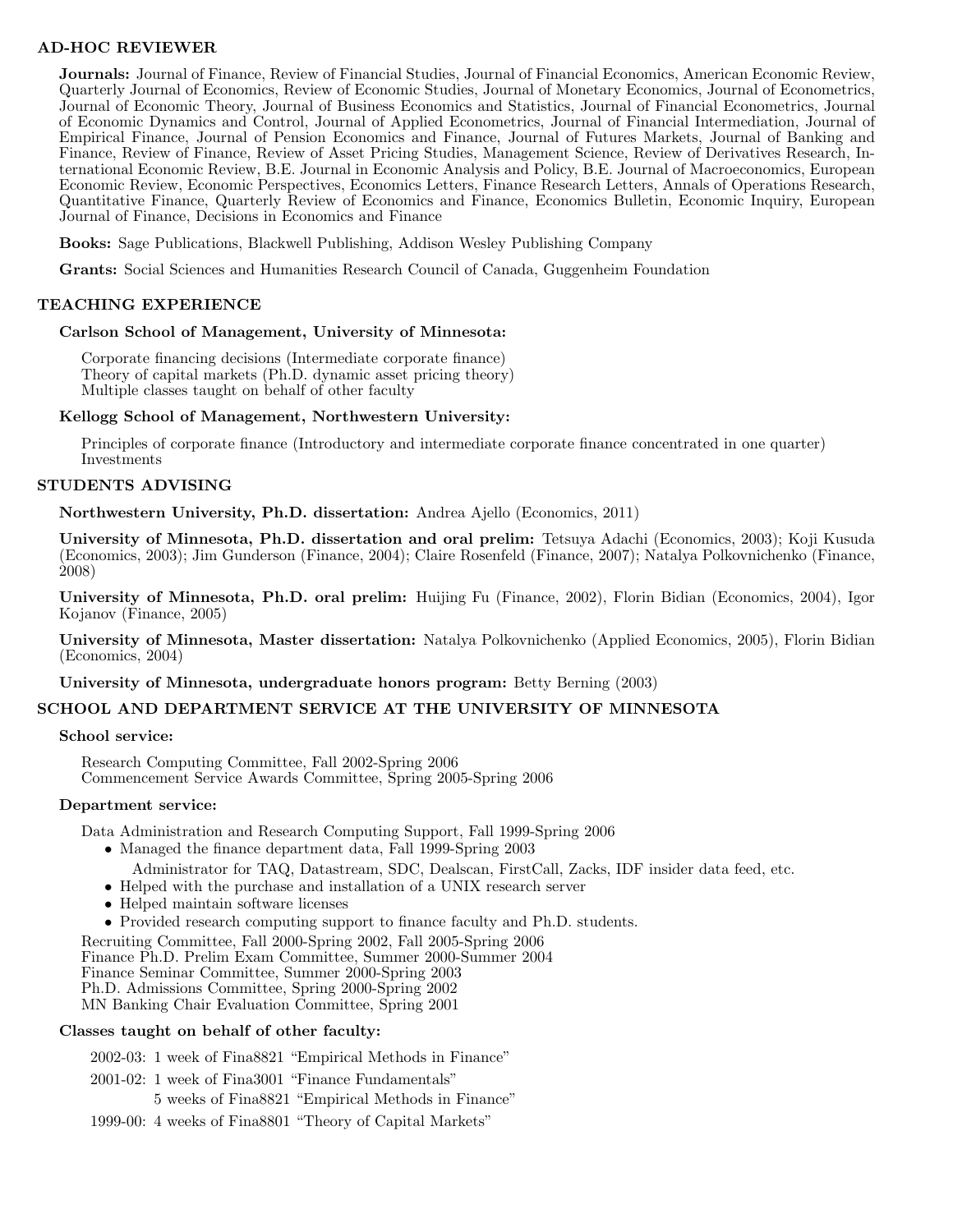## AD-HOC REVIEWER

**Journals:** Journal of Finance, Review of Financial Studies, Journal of Financial Economics, American Economic Review, Quarterly Journal of Economics, Review of Economic Studies, Journal of Monetary Economics, Journal of Econometrics, Journal of Economic Theory, Journal of Business Economics and Statistics, Journal of Financial Econometrics, Journal of Economic Dynamics and Control, Journal of Applied Econometrics, Journal of Financial Intermediation, Journal of Empirical Finance, Journal of Pension Economics and Finance, Journal of Futures Markets, Journal of Banking and Finance, Review of Finance, Review of Asset Pricing Studies, Management Science, Review of Derivatives Research, International Economic Review, B.E. Journal in Economic Analysis and Policy, B.E. Journal of Macroeconomics, European Economic Review, Economic Perspectives, Economics Letters, Finance Research Letters, Annals of Operations Research, Quantitative Finance, Quarterly Review of Economics and Finance, Economics Bulletin, Economic Inquiry, European Journal of Finance, Decisions in Economics and Finance

**Books:** Sage Publications, Blackwell Publishing, Addison Wesley Publishing Company

**Grants:** Social Sciences and Humanities Research Council of Canada, Guggenheim Foundation

## TEACHING EXPERIENCE

**Carlson School of Management, University of Minnesota:**

Corporate financing decisions (Intermediate corporate finance)
Theory of capital markets (Ph.D. dynamic asset pricing theory)
Multiple classes taught on behalf of other faculty

**Kellogg School of Management, Northwestern University:**

Principles of corporate finance (Introductory and intermediate corporate finance concentrated in one quarter)
Investments

## STUDENTS ADVISING

**Northwestern University, Ph.D. dissertation:** Andrea Ajello (Economics, 2011)

**University of Minnesota, Ph.D. dissertation and oral prelim:** Tetsuya Adachi (Economics, 2003); Koji Kusuda (Economics, 2003); Jim Gunderson (Finance, 2004); Claire Rosenfeld (Finance, 2007); Natalya Polkovnichenko (Finance, 2008)

**University of Minnesota, Ph.D. oral prelim:** Huijing Fu (Finance, 2002), Florin Bidian (Economics, 2004), Igor Kojanov (Finance, 2005)

**University of Minnesota, Master dissertation:** Natalya Polkovnichenko (Applied Economics, 2005), Florin Bidian (Economics, 2004)

**University of Minnesota, undergraduate honors program:** Betty Berning (2003)

## SCHOOL AND DEPARTMENT SERVICE AT THE UNIVERSITY OF MINNESOTA

**School service:**

Research Computing Committee, Fall 2002-Spring 2006
Commencement Service Awards Committee, Spring 2005-Spring 2006

**Department service:**

Data Administration and Research Computing Support, Fall 1999-Spring 2006

- Managed the finance department data, Fall 1999-Spring 2003
  Administrator for TAQ, Datastream, SDC, Dealscan, FirstCall, Zacks, IDF insider data feed, etc.
- Helped with the purchase and installation of a UNIX research server
- Helped maintain software licenses
- Provided research computing support to finance faculty and Ph.D. students.

Recruiting Committee, Fall 2000-Spring 2002, Fall 2005-Spring 2006
Finance Ph.D. Prelim Exam Committee, Summer 2000-Summer 2004
Finance Seminar Committee, Summer 2000-Spring 2003
Ph.D. Admissions Committee, Spring 2000-Spring 2002
MN Banking Chair Evaluation Committee, Spring 2001

**Classes taught on behalf of other faculty:**

2002-03: 1 week of Fina8821 "Empirical Methods in Finance"

2001-02: 1 week of Fina3001 "Finance Fundamentals"
5 weeks of Fina8821 "Empirical Methods in Finance"

1999-00: 4 weeks of Fina8801 "Theory of Capital Markets"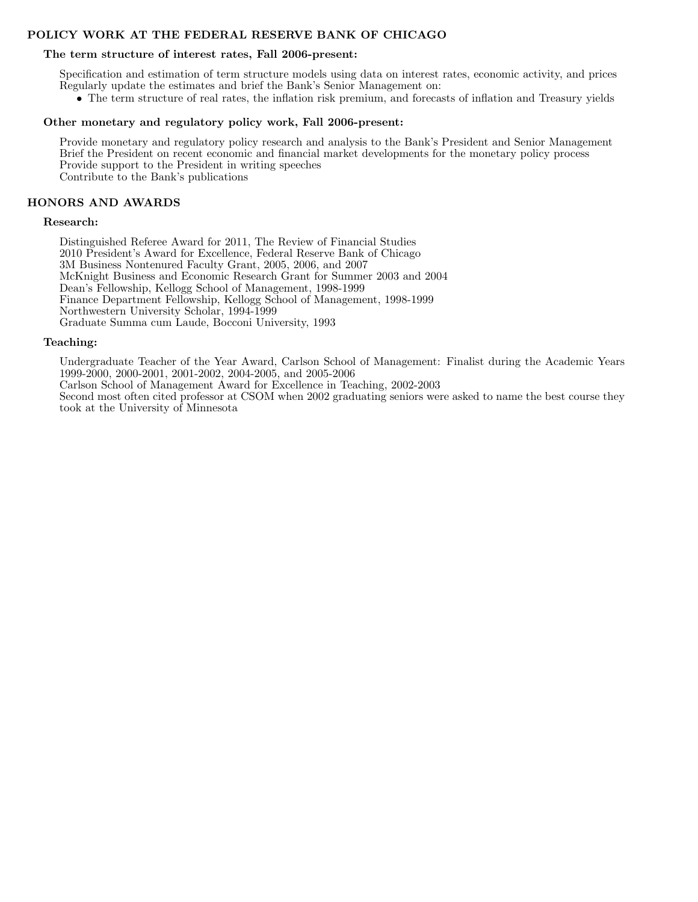## POLICY WORK AT THE FEDERAL RESERVE BANK OF CHICAGO

### The term structure of interest rates, Fall 2006-present:

Specification and estimation of term structure models using data on interest rates, economic activity, and prices
Regularly update the estimates and brief the Bank's Senior Management on:

- The term structure of real rates, the inflation risk premium, and forecasts of inflation and Treasury yields

### Other monetary and regulatory policy work, Fall 2006-present:

Provide monetary and regulatory policy research and analysis to the Bank's President and Senior Management
Brief the President on recent economic and financial market developments for the monetary policy process
Provide support to the President in writing speeches
Contribute to the Bank's publications

## HONORS AND AWARDS

### Research:

Distinguished Referee Award for 2011, The Review of Financial Studies
2010 President's Award for Excellence, Federal Reserve Bank of Chicago
3M Business Nontenured Faculty Grant, 2005, 2006, and 2007
McKnight Business and Economic Research Grant for Summer 2003 and 2004
Dean's Fellowship, Kellogg School of Management, 1998-1999
Finance Department Fellowship, Kellogg School of Management, 1998-1999
Northwestern University Scholar, 1994-1999
Graduate Summa cum Laude, Bocconi University, 1993

### Teaching:

Undergraduate Teacher of the Year Award, Carlson School of Management: Finalist during the Academic Years 1999-2000, 2000-2001, 2001-2002, 2004-2005, and 2005-2006
Carlson School of Management Award for Excellence in Teaching, 2002-2003
Second most often cited professor at CSOM when 2002 graduating seniors were asked to name the best course they took at the University of Minnesota